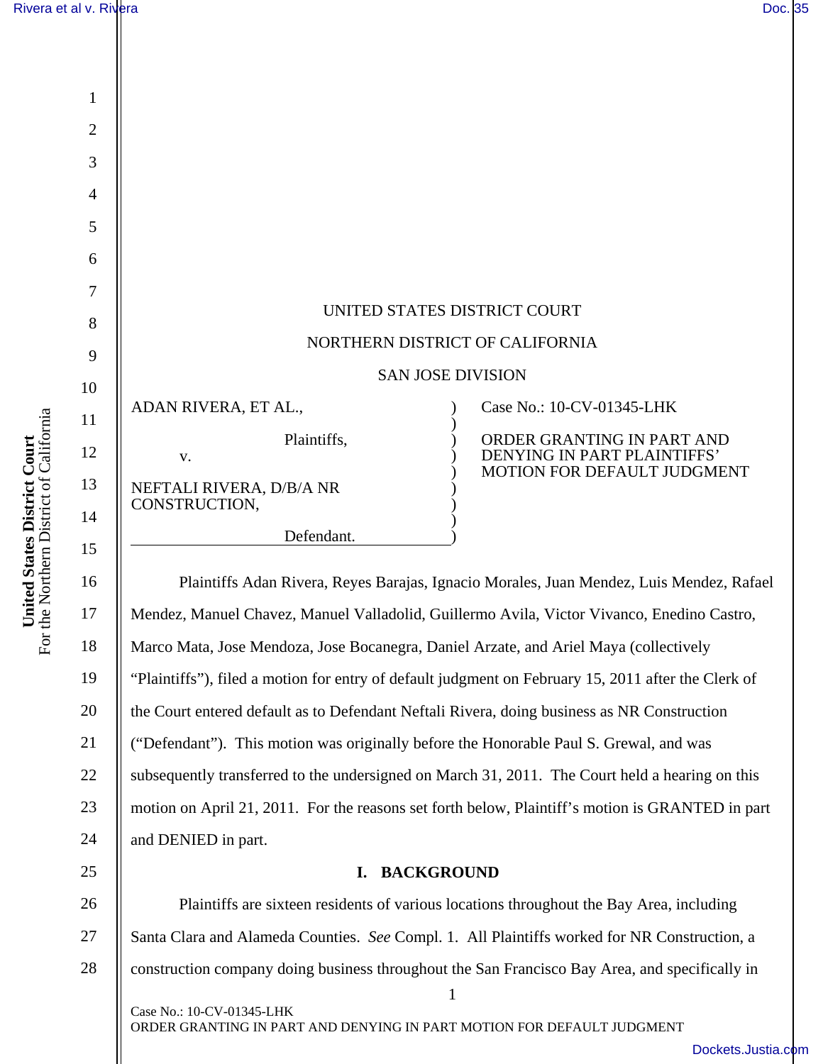UNITED STATES DISTRICT COURT

NORTHERN DISTRICT OF CALIFORNIA

SAN JOSE DIVISION

ADAN RIVERA, ET AL.,

Plaintiffs,

v.

NEFTALI RIVERA, D/B/A NR CONSTRUCTION,

Defendant.

Case No.: 10-CV-01345-LHK

ORDER GRANTING IN PART AND DENYING IN PART PLAINTIFFS' MOTION FOR DEFAULT JUDGMENT

Plaintiffs Adan Rivera, Reyes Barajas, Ignacio Morales, Juan Mendez, Luis Mendez, Rafael Mendez, Manuel Chavez, Manuel Valladolid, Guillermo Avila, Victor Vivanco, Enedino Castro, Marco Mata, Jose Mendoza, Jose Bocanegra, Daniel Arzate, and Ariel Maya (collectively "Plaintiffs"), filed a motion for entry of default judgment on February 15, 2011 after the Clerk of the Court entered default as to Defendant Neftali Rivera, doing business as NR Construction ("Defendant"). This motion was originally before the Honorable Paul S. Grewal, and was subsequently transferred to the undersigned on March 31, 2011. The Court held a hearing on this motion on April 21, 2011. For the reasons set forth below, Plaintiff's motion is GRANTED in part and DENIED in part.

## I. BACKGROUND

Plaintiffs are sixteen residents of various locations throughout the Bay Area, including Santa Clara and Alameda Counties. *See* Compl. 1. All Plaintiffs worked for NR Construction, a construction company doing business throughout the San Francisco Bay Area, and specifically in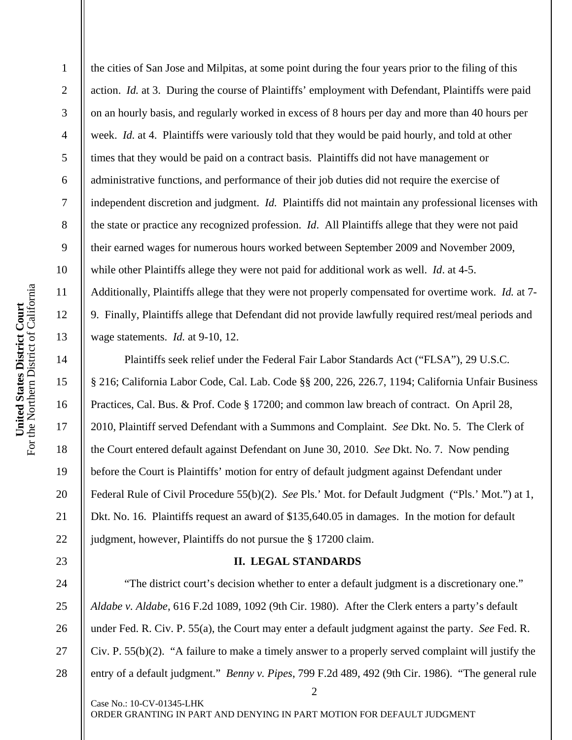the cities of San Jose and Milpitas, at some point during the four years prior to the filing of this action. *Id.* at 3. During the course of Plaintiffs' employment with Defendant, Plaintiffs were paid on an hourly basis, and regularly worked in excess of 8 hours per day and more than 40 hours per week. *Id.* at 4. Plaintiffs were variously told that they would be paid hourly, and told at other times that they would be paid on a contract basis. Plaintiffs did not have management or administrative functions, and performance of their job duties did not require the exercise of independent discretion and judgment. *Id.* Plaintiffs did not maintain any professional licenses with the state or practice any recognized profession. *Id*. All Plaintiffs allege that they were not paid their earned wages for numerous hours worked between September 2009 and November 2009, while other Plaintiffs allege they were not paid for additional work as well. *Id*. at 4-5. Additionally, Plaintiffs allege that they were not properly compensated for overtime work. *Id.* at 7-9. Finally, Plaintiffs allege that Defendant did not provide lawfully required rest/meal periods and wage statements. *Id.* at 9-10, 12.

Plaintiffs seek relief under the Federal Fair Labor Standards Act ("FLSA"), 29 U.S.C. § 216; California Labor Code, Cal. Lab. Code §§ 200, 226, 226.7, 1194; California Unfair Business Practices, Cal. Bus. & Prof. Code § 17200; and common law breach of contract. On April 28, 2010, Plaintiff served Defendant with a Summons and Complaint. *See* Dkt. No. 5. The Clerk of the Court entered default against Defendant on June 30, 2010. *See* Dkt. No. 7. Now pending before the Court is Plaintiffs' motion for entry of default judgment against Defendant under Federal Rule of Civil Procedure 55(b)(2). *See* Pls.' Mot. for Default Judgment ("Pls.' Mot.") at 1, Dkt. No. 16. Plaintiffs request an award of $135,640.05 in damages. In the motion for default judgment, however, Plaintiffs do not pursue the § 17200 claim.

## II. LEGAL STANDARDS

"The district court's decision whether to enter a default judgment is a discretionary one." *Aldabe v. Aldabe*, 616 F.2d 1089, 1092 (9th Cir. 1980). After the Clerk enters a party's default under Fed. R. Civ. P. 55(a), the Court may enter a default judgment against the party. *See* Fed. R. Civ. P. 55(b)(2). "A failure to make a timely answer to a properly served complaint will justify the entry of a default judgment." *Benny v. Pipes*, 799 F.2d 489, 492 (9th Cir. 1986). "The general rule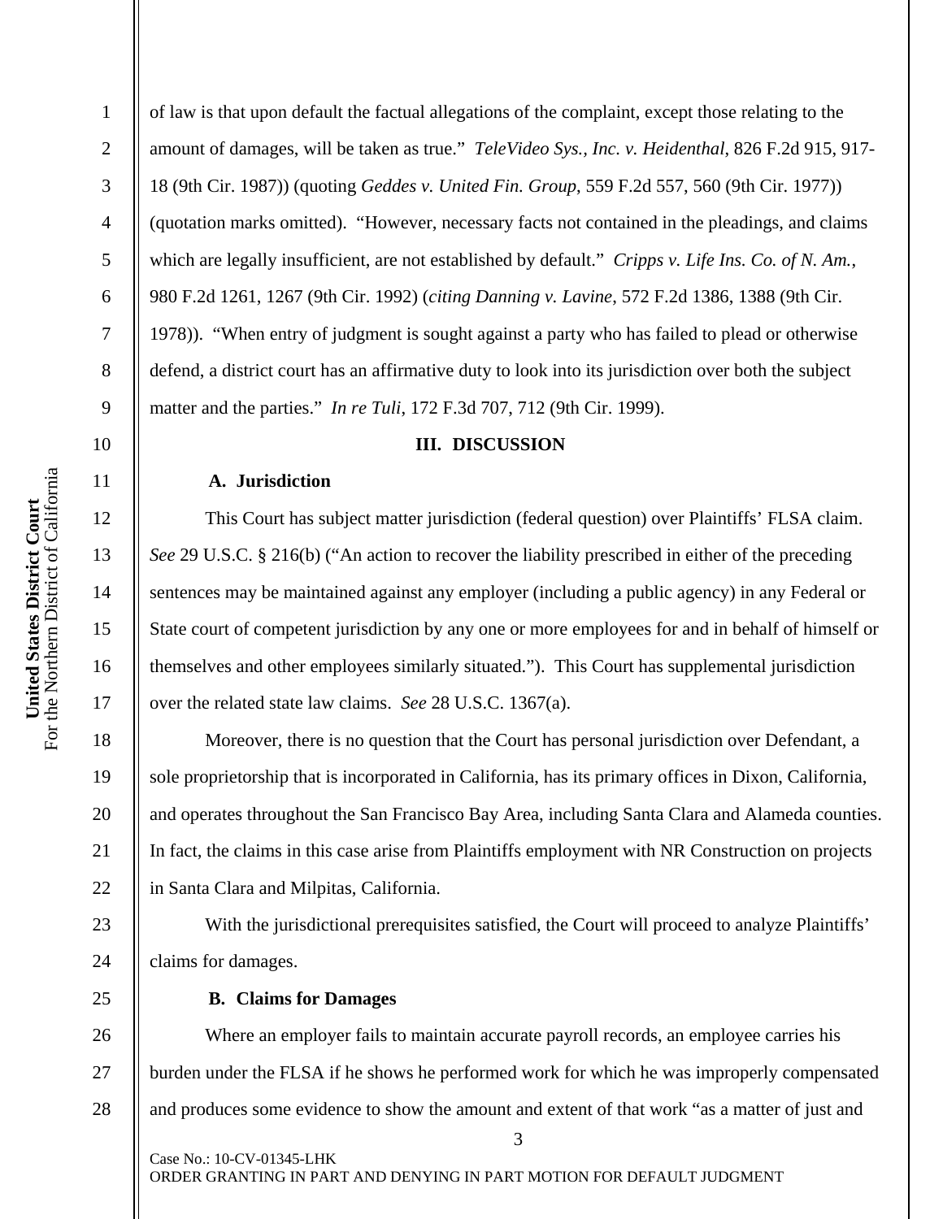of law is that upon default the factual allegations of the complaint, except those relating to the amount of damages, will be taken as true." *TeleVideo Sys., Inc. v. Heidenthal*, 826 F.2d 915, 917-18 (9th Cir. 1987)) (quoting *Geddes v. United Fin. Group*, 559 F.2d 557, 560 (9th Cir. 1977)) (quotation marks omitted). "However, necessary facts not contained in the pleadings, and claims which are legally insufficient, are not established by default." *Cripps v. Life Ins. Co. of N. Am.*, 980 F.2d 1261, 1267 (9th Cir. 1992) (*citing Danning v. Lavine*, 572 F.2d 1386, 1388 (9th Cir. 1978)). "When entry of judgment is sought against a party who has failed to plead or otherwise defend, a district court has an affirmative duty to look into its jurisdiction over both the subject matter and the parties." *In re Tuli*, 172 F.3d 707, 712 (9th Cir. 1999).

## III. DISCUSSION

### A. Jurisdiction

This Court has subject matter jurisdiction (federal question) over Plaintiffs' FLSA claim. *See* 29 U.S.C. § 216(b) ("An action to recover the liability prescribed in either of the preceding sentences may be maintained against any employer (including a public agency) in any Federal or State court of competent jurisdiction by any one or more employees for and in behalf of himself or themselves and other employees similarly situated."). This Court has supplemental jurisdiction over the related state law claims. *See* 28 U.S.C. 1367(a).

Moreover, there is no question that the Court has personal jurisdiction over Defendant, a sole proprietorship that is incorporated in California, has its primary offices in Dixon, California, and operates throughout the San Francisco Bay Area, including Santa Clara and Alameda counties. In fact, the claims in this case arise from Plaintiffs employment with NR Construction on projects in Santa Clara and Milpitas, California.

With the jurisdictional prerequisites satisfied, the Court will proceed to analyze Plaintiffs' claims for damages.

### B. Claims for Damages

Where an employer fails to maintain accurate payroll records, an employee carries his burden under the FLSA if he shows he performed work for which he was improperly compensated and produces some evidence to show the amount and extent of that work "as a matter of just and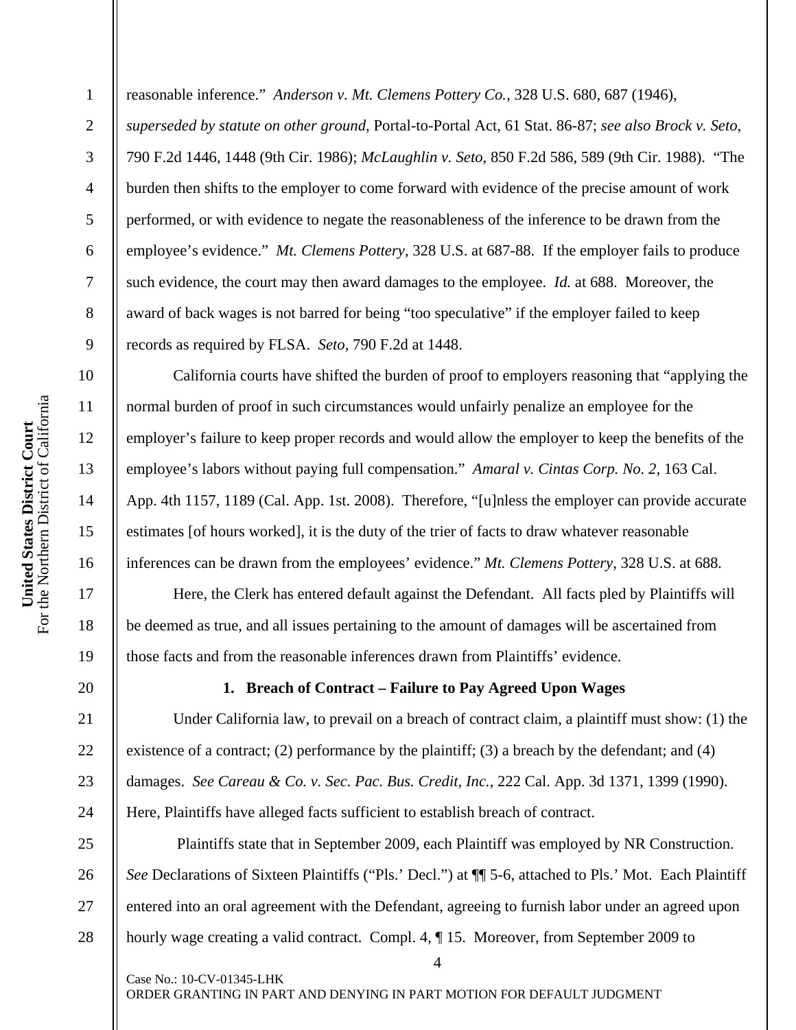reasonable inference." *Anderson v. Mt. Clemens Pottery Co.*, 328 U.S. 680, 687 (1946), *superseded by statute on other ground*, Portal-to-Portal Act, 61 Stat. 86-87; *see also Brock v. Seto*, 790 F.2d 1446, 1448 (9th Cir. 1986); *McLaughlin v. Seto*, 850 F.2d 586, 589 (9th Cir. 1988). "The burden then shifts to the employer to come forward with evidence of the precise amount of work performed, or with evidence to negate the reasonableness of the inference to be drawn from the employee's evidence." *Mt. Clemens Pottery*, 328 U.S. at 687-88. If the employer fails to produce such evidence, the court may then award damages to the employee. *Id.* at 688. Moreover, the award of back wages is not barred for being "too speculative" if the employer failed to keep records as required by FLSA. *Seto*, 790 F.2d at 1448.

California courts have shifted the burden of proof to employers reasoning that "applying the normal burden of proof in such circumstances would unfairly penalize an employee for the employer's failure to keep proper records and would allow the employer to keep the benefits of the employee's labors without paying full compensation." *Amaral v. Cintas Corp. No. 2*, 163 Cal. App. 4th 1157, 1189 (Cal. App. 1st. 2008). Therefore, "[u]nless the employer can provide accurate estimates [of hours worked], it is the duty of the trier of facts to draw whatever reasonable inferences can be drawn from the employees' evidence." *Mt. Clemens Pottery*, 328 U.S. at 688.

Here, the Clerk has entered default against the Defendant. All facts pled by Plaintiffs will be deemed as true, and all issues pertaining to the amount of damages will be ascertained from those facts and from the reasonable inferences drawn from Plaintiffs' evidence.

### 1. Breach of Contract – Failure to Pay Agreed Upon Wages

Under California law, to prevail on a breach of contract claim, a plaintiff must show: (1) the existence of a contract; (2) performance by the plaintiff; (3) a breach by the defendant; and (4) damages. *See Careau & Co. v. Sec. Pac. Bus. Credit, Inc.*, 222 Cal. App. 3d 1371, 1399 (1990). Here, Plaintiffs have alleged facts sufficient to establish breach of contract.

Plaintiffs state that in September 2009, each Plaintiff was employed by NR Construction. *See* Declarations of Sixteen Plaintiffs ("Pls.' Decl.") at ¶¶ 5-6, attached to Pls.' Mot. Each Plaintiff entered into an oral agreement with the Defendant, agreeing to furnish labor under an agreed upon hourly wage creating a valid contract. Compl. 4, ¶ 15. Moreover, from September 2009 to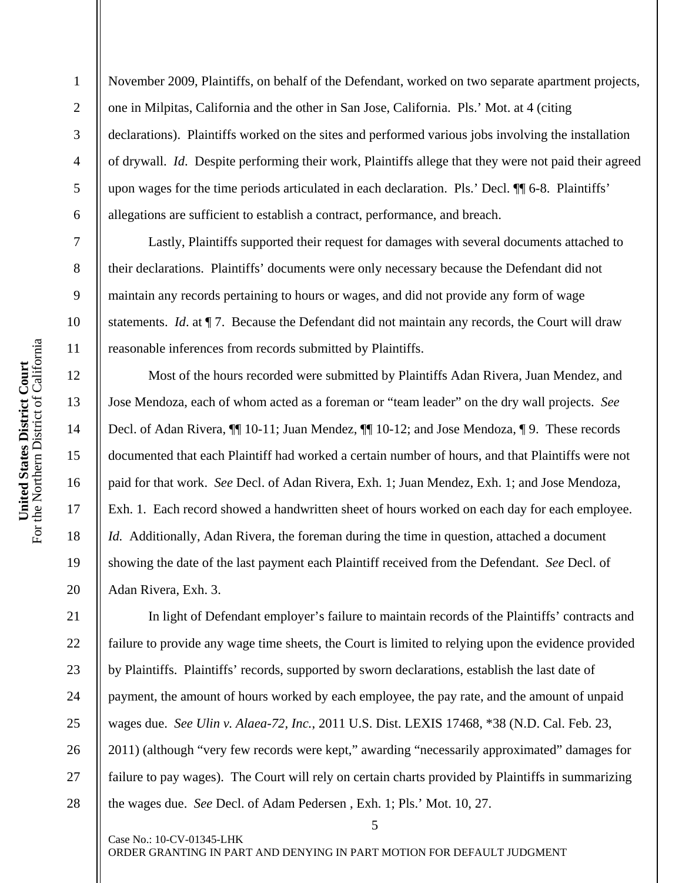November 2009, Plaintiffs, on behalf of the Defendant, worked on two separate apartment projects, one in Milpitas, California and the other in San Jose, California. Pls.' Mot. at 4 (citing declarations). Plaintiffs worked on the sites and performed various jobs involving the installation of drywall. *Id*. Despite performing their work, Plaintiffs allege that they were not paid their agreed upon wages for the time periods articulated in each declaration. Pls.' Decl. ¶¶ 6-8. Plaintiffs' allegations are sufficient to establish a contract, performance, and breach.

Lastly, Plaintiffs supported their request for damages with several documents attached to their declarations. Plaintiffs' documents were only necessary because the Defendant did not maintain any records pertaining to hours or wages, and did not provide any form of wage statements. *Id*. at ¶ 7. Because the Defendant did not maintain any records, the Court will draw reasonable inferences from records submitted by Plaintiffs.

Most of the hours recorded were submitted by Plaintiffs Adan Rivera, Juan Mendez, and Jose Mendoza, each of whom acted as a foreman or "team leader" on the dry wall projects. *See* Decl. of Adan Rivera, ¶¶ 10-11; Juan Mendez, ¶¶ 10-12; and Jose Mendoza, ¶ 9. These records documented that each Plaintiff had worked a certain number of hours, and that Plaintiffs were not paid for that work. *See* Decl. of Adan Rivera, Exh. 1; Juan Mendez, Exh. 1; and Jose Mendoza, Exh. 1. Each record showed a handwritten sheet of hours worked on each day for each employee. *Id.* Additionally, Adan Rivera, the foreman during the time in question, attached a document showing the date of the last payment each Plaintiff received from the Defendant. *See* Decl. of Adan Rivera, Exh. 3.

In light of Defendant employer's failure to maintain records of the Plaintiffs' contracts and failure to provide any wage time sheets, the Court is limited to relying upon the evidence provided by Plaintiffs. Plaintiffs' records, supported by sworn declarations, establish the last date of payment, the amount of hours worked by each employee, the pay rate, and the amount of unpaid wages due. *See Ulin v. Alaea-72, Inc.*, 2011 U.S. Dist. LEXIS 17468, *38 (N.D. Cal. Feb. 23, 2011) (although "very few records were kept," awarding "necessarily approximated" damages for failure to pay wages). The Court will rely on certain charts provided by Plaintiffs in summarizing the wages due. *See* Decl. of Adam Pedersen , Exh. 1; Pls.' Mot. 10, 27.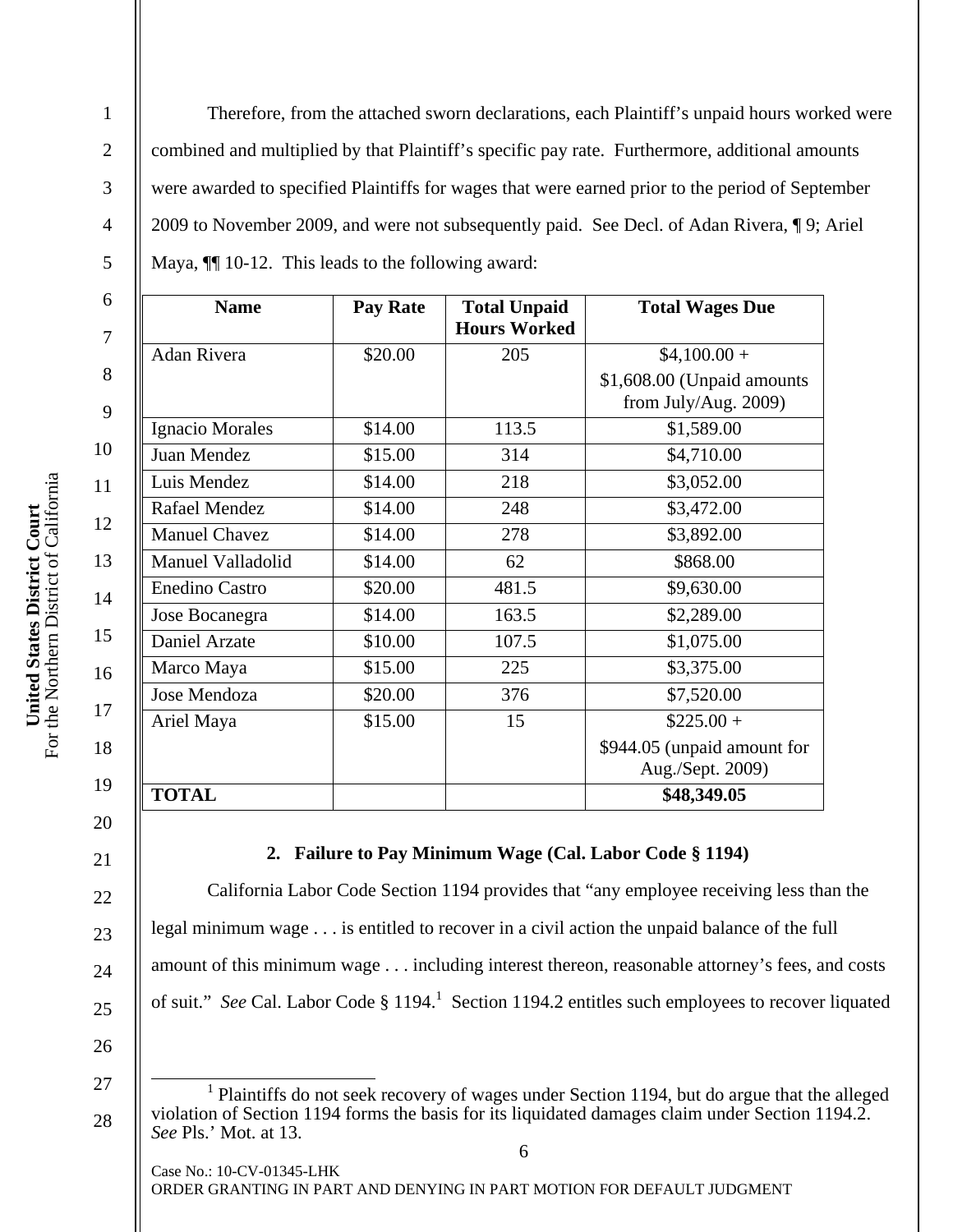Therefore, from the attached sworn declarations, each Plaintiff's unpaid hours worked were combined and multiplied by that Plaintiff's specific pay rate. Furthermore, additional amounts were awarded to specified Plaintiffs for wages that were earned prior to the period of September 2009 to November 2009, and were not subsequently paid. See Decl. of Adan Rivera, ¶ 9; Ariel Maya, ¶¶ 10-12. This leads to the following award:

| Name | Pay Rate | Total Unpaid Hours Worked | Total Wages Due |
|---|---|---|---|
| Adan Rivera | $20.00 | 205 | $4,100.00 + $1,608.00 (Unpaid amounts from July/Aug. 2009) |
| Ignacio Morales | $14.00 | 113.5 | $1,589.00 |
| Juan Mendez | $15.00 | 314 | $4,710.00 |
| Luis Mendez | $14.00 | 218 | $3,052.00 |
| Rafael Mendez | $14.00 | 248 | $3,472.00 |
| Manuel Chavez | $14.00 | 278 | $3,892.00 |
| Manuel Valladolid | $14.00 | 62 | $868.00 |
| Enedino Castro | $20.00 | 481.5 | $9,630.00 |
| Jose Bocanegra | $14.00 | 163.5 | $2,289.00 |
| Daniel Arzate | $10.00 | 107.5 | $1,075.00 |
| Marco Maya | $15.00 | 225 | $3,375.00 |
| Jose Mendoza | $20.00 | 376 | $7,520.00 |
| Ariel Maya | $15.00 | 15 | $225.00 + $944.05 (unpaid amount for Aug./Sept. 2009) |
| **TOTAL** | | | **$48,349.05** |

### 2. Failure to Pay Minimum Wage (Cal. Labor Code § 1194)

California Labor Code Section 1194 provides that "any employee receiving less than the legal minimum wage . . . is entitled to recover in a civil action the unpaid balance of the full amount of this minimum wage . . . including interest thereon, reasonable attorney's fees, and costs of suit." *See* Cal. Labor Code § 1194.[1] Section 1194.2 entitles such employees to recover liquated

[1] Plaintiffs do not seek recovery of wages under Section 1194, but do argue that the alleged violation of Section 1194 forms the basis for its liquidated damages claim under Section 1194.2. *See* Pls.' Mot. at 13.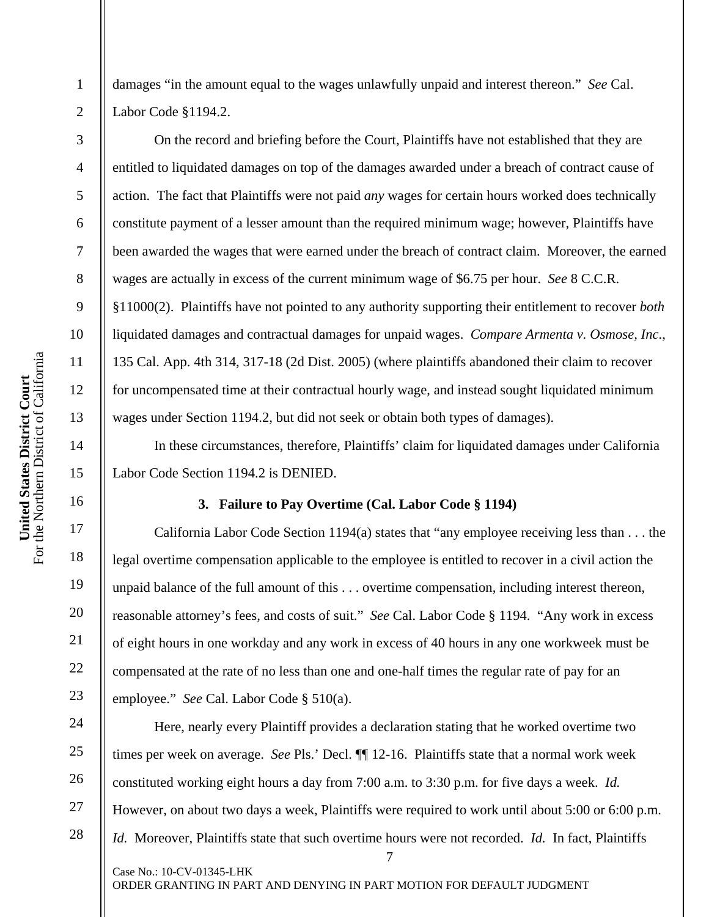damages "in the amount equal to the wages unlawfully unpaid and interest thereon." *See* Cal. Labor Code §1194.2.

On the record and briefing before the Court, Plaintiffs have not established that they are entitled to liquidated damages on top of the damages awarded under a breach of contract cause of action. The fact that Plaintiffs were not paid *any* wages for certain hours worked does technically constitute payment of a lesser amount than the required minimum wage; however, Plaintiffs have been awarded the wages that were earned under the breach of contract claim. Moreover, the earned wages are actually in excess of the current minimum wage of $6.75 per hour. *See* 8 C.C.R. §11000(2). Plaintiffs have not pointed to any authority supporting their entitlement to recover *both* liquidated damages and contractual damages for unpaid wages. *Compare Armenta v. Osmose, Inc.*, 135 Cal. App. 4th 314, 317-18 (2d Dist. 2005) (where plaintiffs abandoned their claim to recover for uncompensated time at their contractual hourly wage, and instead sought liquidated minimum wages under Section 1194.2, but did not seek or obtain both types of damages).

In these circumstances, therefore, Plaintiffs' claim for liquidated damages under California Labor Code Section 1194.2 is DENIED.

### 3. Failure to Pay Overtime (Cal. Labor Code § 1194)

California Labor Code Section 1194(a) states that "any employee receiving less than . . . the legal overtime compensation applicable to the employee is entitled to recover in a civil action the unpaid balance of the full amount of this . . . overtime compensation, including interest thereon, reasonable attorney's fees, and costs of suit." *See* Cal. Labor Code § 1194. "Any work in excess of eight hours in one workday and any work in excess of 40 hours in any one workweek must be compensated at the rate of no less than one and one-half times the regular rate of pay for an employee." *See* Cal. Labor Code § 510(a).

Here, nearly every Plaintiff provides a declaration stating that he worked overtime two times per week on average. *See* Pls.' Decl. ¶¶ 12-16. Plaintiffs state that a normal work week constituted working eight hours a day from 7:00 a.m. to 3:30 p.m. for five days a week. *Id.* However, on about two days a week, Plaintiffs were required to work until about 5:00 or 6:00 p.m. *Id.* Moreover, Plaintiffs state that such overtime hours were not recorded. *Id.* In fact, Plaintiffs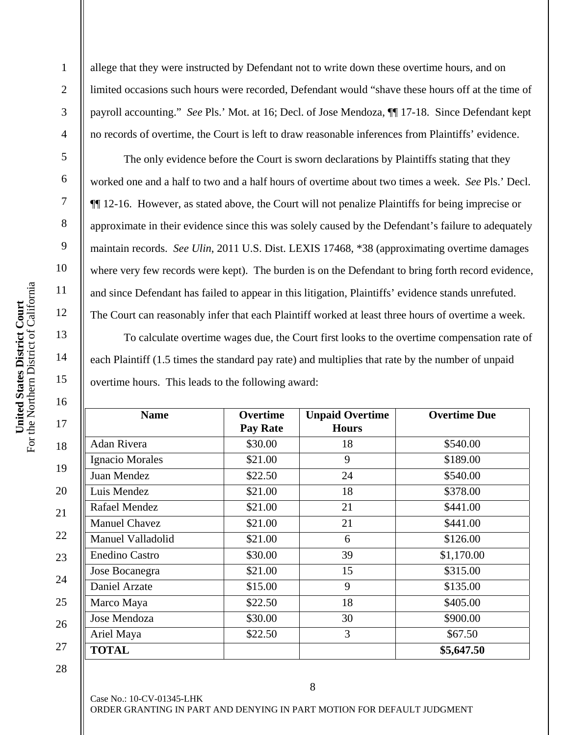allege that they were instructed by Defendant not to write down these overtime hours, and on limited occasions such hours were recorded, Defendant would "shave these hours off at the time of payroll accounting." *See* Pls.' Mot. at 16; Decl. of Jose Mendoza, ¶¶ 17-18. Since Defendant kept no records of overtime, the Court is left to draw reasonable inferences from Plaintiffs' evidence.

The only evidence before the Court is sworn declarations by Plaintiffs stating that they worked one and a half to two and a half hours of overtime about two times a week. *See* Pls.' Decl. ¶¶ 12-16. However, as stated above, the Court will not penalize Plaintiffs for being imprecise or approximate in their evidence since this was solely caused by the Defendant's failure to adequately maintain records. *See Ulin*, 2011 U.S. Dist. LEXIS 17468, *38 (approximating overtime damages where very few records were kept). The burden is on the Defendant to bring forth record evidence, and since Defendant has failed to appear in this litigation, Plaintiffs' evidence stands unrefuted. The Court can reasonably infer that each Plaintiff worked at least three hours of overtime a week.

To calculate overtime wages due, the Court first looks to the overtime compensation rate of each Plaintiff (1.5 times the standard pay rate) and multiplies that rate by the number of unpaid overtime hours. This leads to the following award:

| Name | Overtime Pay Rate | Unpaid Overtime Hours | Overtime Due |
|---|---|---|---|
| Adan Rivera | $30.00 | 18 | $540.00 |
| Ignacio Morales | $21.00 | 9 | $189.00 |
| Juan Mendez | $22.50 | 24 | $540.00 |
| Luis Mendez | $21.00 | 18 | $378.00 |
| Rafael Mendez | $21.00 | 21 | $441.00 |
| Manuel Chavez | $21.00 | 21 | $441.00 |
| Manuel Valladolid | $21.00 | 6 | $126.00 |
| Enedino Castro | $30.00 | 39 | $1,170.00 |
| Jose Bocanegra | $21.00 | 15 | $315.00 |
| Daniel Arzate | $15.00 | 9 | $135.00 |
| Marco Maya | $22.50 | 18 | $405.00 |
| Jose Mendoza | $30.00 | 30 | $900.00 |
| Ariel Maya | $22.50 | 3 | $67.50 |
| **TOTAL** | | | **$5,647.50** |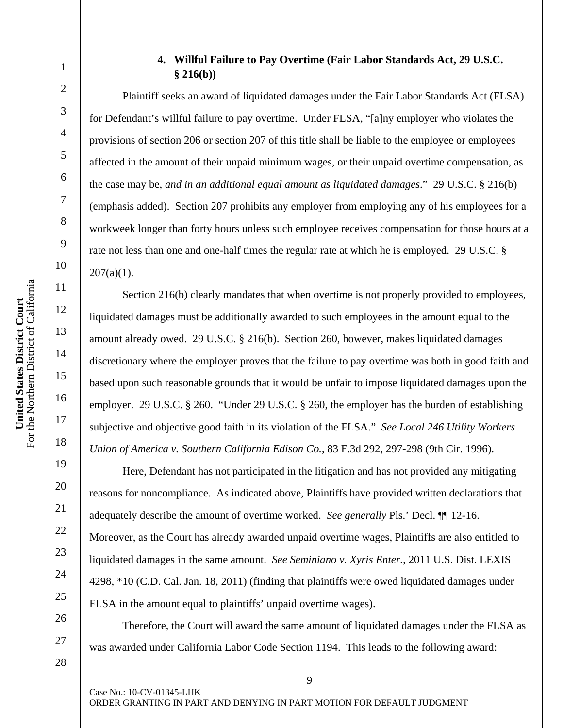#### 4. Willful Failure to Pay Overtime (Fair Labor Standards Act, 29 U.S.C. § 216(b))

Plaintiff seeks an award of liquidated damages under the Fair Labor Standards Act (FLSA) for Defendant's willful failure to pay overtime. Under FLSA, "[a]ny employer who violates the provisions of section 206 or section 207 of this title shall be liable to the employee or employees affected in the amount of their unpaid minimum wages, or their unpaid overtime compensation, as the case may be, *and in an additional equal amount as liquidated damages*." 29 U.S.C. § 216(b) (emphasis added). Section 207 prohibits any employer from employing any of his employees for a workweek longer than forty hours unless such employee receives compensation for those hours at a rate not less than one and one-half times the regular rate at which he is employed. 29 U.S.C. § 207(a)(1).

Section 216(b) clearly mandates that when overtime is not properly provided to employees, liquidated damages must be additionally awarded to such employees in the amount equal to the amount already owed. 29 U.S.C. § 216(b). Section 260, however, makes liquidated damages discretionary where the employer proves that the failure to pay overtime was both in good faith and based upon such reasonable grounds that it would be unfair to impose liquidated damages upon the employer. 29 U.S.C. § 260. "Under 29 U.S.C. § 260, the employer has the burden of establishing subjective and objective good faith in its violation of the FLSA." *See Local 246 Utility Workers Union of America v. Southern California Edison Co.*, 83 F.3d 292, 297-298 (9th Cir. 1996).

Here, Defendant has not participated in the litigation and has not provided any mitigating reasons for noncompliance. As indicated above, Plaintiffs have provided written declarations that adequately describe the amount of overtime worked. *See generally* Pls.' Decl. ¶¶ 12-16. Moreover, as the Court has already awarded unpaid overtime wages, Plaintiffs are also entitled to liquidated damages in the same amount. *See Seminiano v. Xyris Enter.*, 2011 U.S. Dist. LEXIS 4298, *10 (C.D. Cal. Jan. 18, 2011) (finding that plaintiffs were owed liquidated damages under FLSA in the amount equal to plaintiffs' unpaid overtime wages).

Therefore, the Court will award the same amount of liquidated damages under the FLSA as was awarded under California Labor Code Section 1194. This leads to the following award: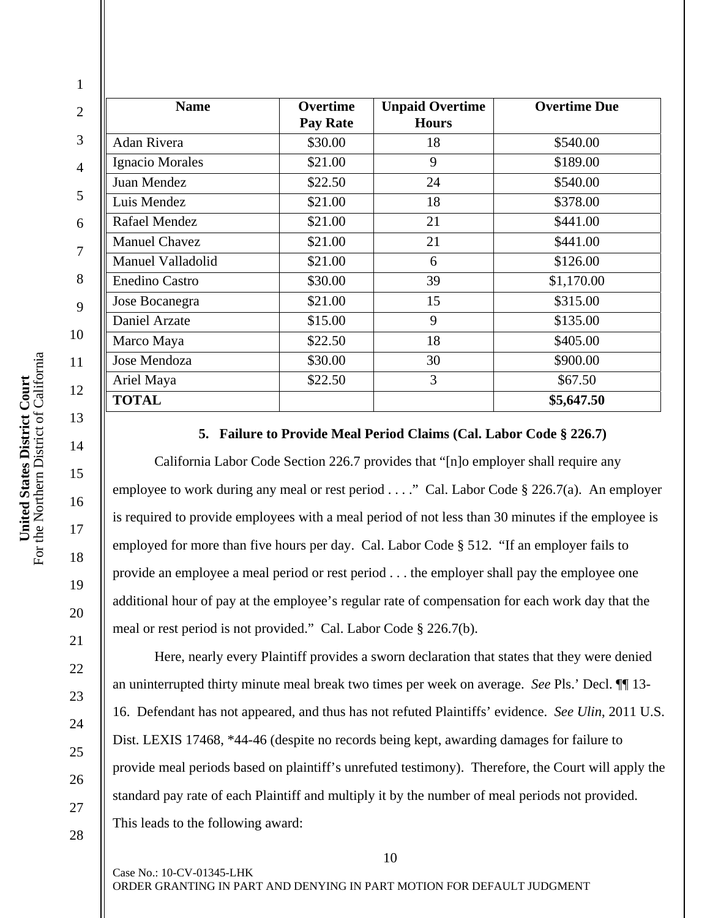| Name | Overtime Pay Rate | Unpaid Overtime Hours | Overtime Due |
|---|---|---|---|
| Adan Rivera | $30.00 | 18 | $540.00 |
| Ignacio Morales | $21.00 | 9 | $189.00 |
| Juan Mendez | $22.50 | 24 | $540.00 |
| Luis Mendez | $21.00 | 18 | $378.00 |
| Rafael Mendez | $21.00 | 21 | $441.00 |
| Manuel Chavez | $21.00 | 21 | $441.00 |
| Manuel Valladolid | $21.00 | 6 | $126.00 |
| Enedino Castro | $30.00 | 39 | $1,170.00 |
| Jose Bocanegra | $21.00 | 15 | $315.00 |
| Daniel Arzate | $15.00 | 9 | $135.00 |
| Marco Maya | $22.50 | 18 | $405.00 |
| Jose Mendoza | $30.00 | 30 | $900.00 |
| Ariel Maya | $22.50 | 3 | $67.50 |
| **TOTAL** | | | **$5,647.50** |

**5. Failure to Provide Meal Period Claims (Cal. Labor Code § 226.7)**

California Labor Code Section 226.7 provides that "[n]o employer shall require any employee to work during any meal or rest period . . . ." Cal. Labor Code § 226.7(a). An employer is required to provide employees with a meal period of not less than 30 minutes if the employee is employed for more than five hours per day. Cal. Labor Code § 512. "If an employer fails to provide an employee a meal period or rest period . . . the employer shall pay the employee one additional hour of pay at the employee's regular rate of compensation for each work day that the meal or rest period is not provided." Cal. Labor Code § 226.7(b).

Here, nearly every Plaintiff provides a sworn declaration that states that they were denied an uninterrupted thirty minute meal break two times per week on average. *See* Pls.' Decl. ¶¶ 13-16. Defendant has not appeared, and thus has not refuted Plaintiffs' evidence. *See Ulin*, 2011 U.S. Dist. LEXIS 17468, *44-46 (despite no records being kept, awarding damages for failure to provide meal periods based on plaintiff's unrefuted testimony). Therefore, the Court will apply the standard pay rate of each Plaintiff and multiply it by the number of meal periods not provided. This leads to the following award: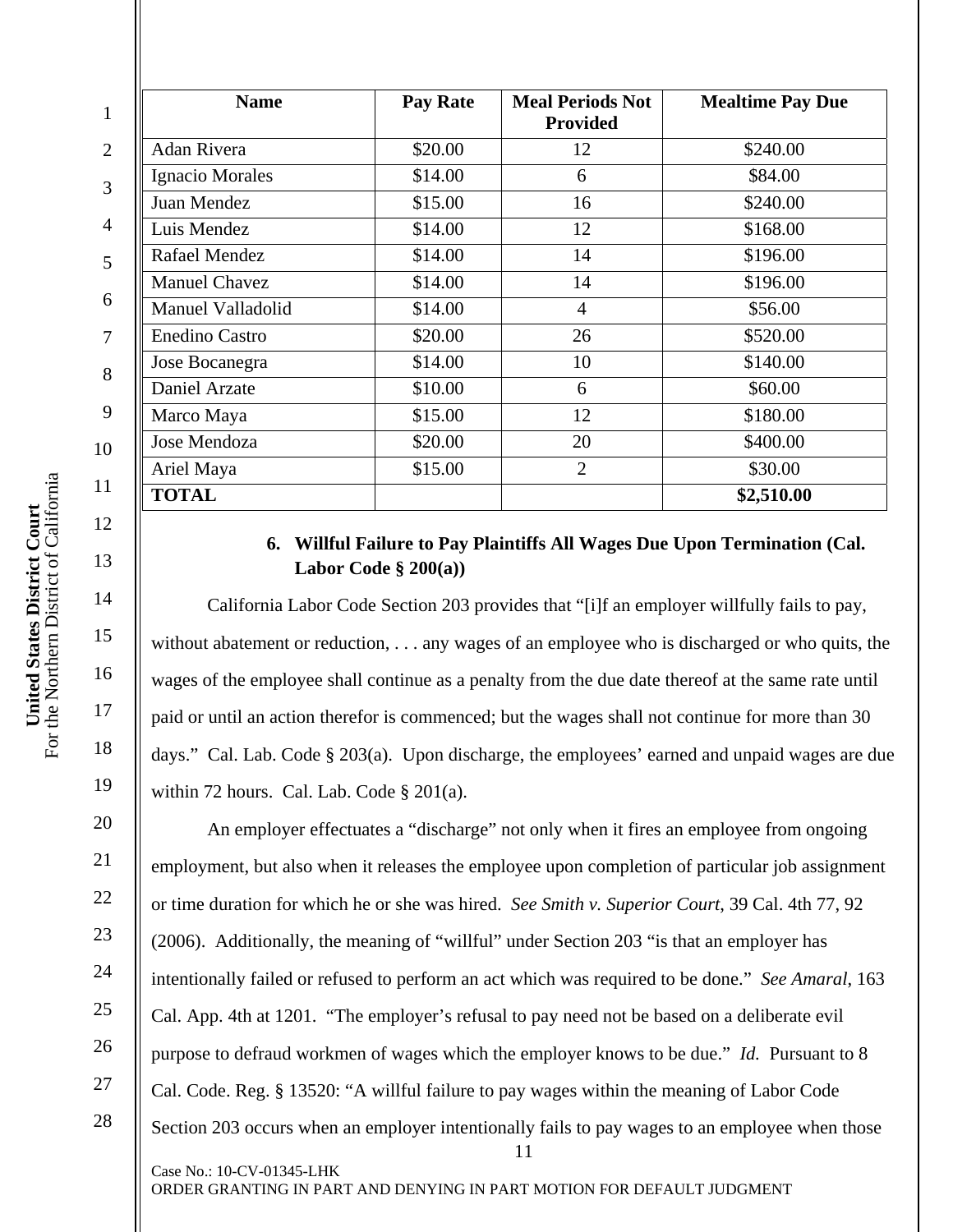| Name | Pay Rate | Meal Periods Not Provided | Mealtime Pay Due |
|---|---|---|---|
| Adan Rivera | $20.00 | 12 | $240.00 |
| Ignacio Morales | $14.00 | 6 | $84.00 |
| Juan Mendez | $15.00 | 16 | $240.00 |
| Luis Mendez | $14.00 | 12 | $168.00 |
| Rafael Mendez | $14.00 | 14 | $196.00 |
| Manuel Chavez | $14.00 | 14 | $196.00 |
| Manuel Valladolid | $14.00 | 4 | $56.00 |
| Enedino Castro | $20.00 | 26 | $520.00 |
| Jose Bocanegra | $14.00 | 10 | $140.00 |
| Daniel Arzate | $10.00 | 6 | $60.00 |
| Marco Maya | $15.00 | 12 | $180.00 |
| Jose Mendoza | $20.00 | 20 | $400.00 |
| Ariel Maya | $15.00 | 2 | $30.00 |
| **TOTAL** | | | **$2,510.00** |

### 6. Willful Failure to Pay Plaintiffs All Wages Due Upon Termination (Cal. Labor Code § 200(a))

California Labor Code Section 203 provides that "[i]f an employer willfully fails to pay, without abatement or reduction, . . . any wages of an employee who is discharged or who quits, the wages of the employee shall continue as a penalty from the due date thereof at the same rate until paid or until an action therefor is commenced; but the wages shall not continue for more than 30 days." Cal. Lab. Code § 203(a). Upon discharge, the employees' earned and unpaid wages are due within 72 hours. Cal. Lab. Code § 201(a).

An employer effectuates a "discharge" not only when it fires an employee from ongoing employment, but also when it releases the employee upon completion of particular job assignment or time duration for which he or she was hired. *See Smith v. Superior Court*, 39 Cal. 4th 77, 92 (2006). Additionally, the meaning of "willful" under Section 203 "is that an employer has intentionally failed or refused to perform an act which was required to be done." *See Amaral*, 163 Cal. App. 4th at 1201. "The employer's refusal to pay need not be based on a deliberate evil purpose to defraud workmen of wages which the employer knows to be due." *Id.* Pursuant to 8 Cal. Code. Reg. § 13520: "A willful failure to pay wages within the meaning of Labor Code Section 203 occurs when an employer intentionally fails to pay wages to an employee when those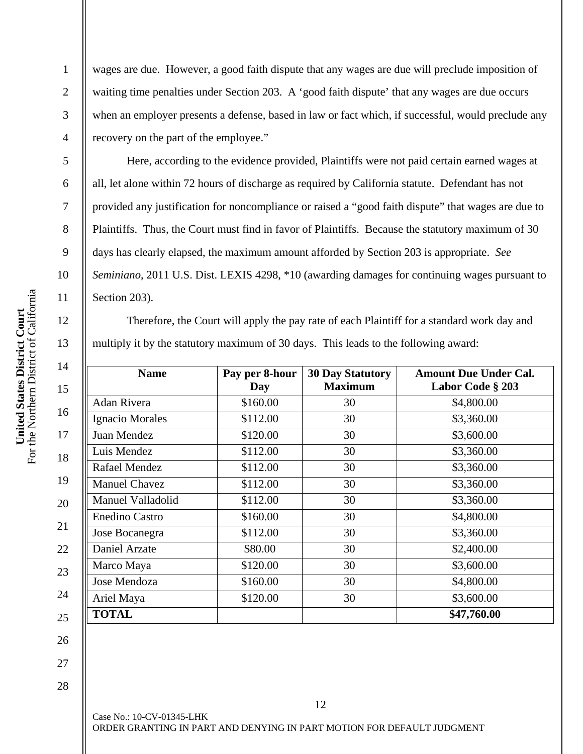wages are due. However, a good faith dispute that any wages are due will preclude imposition of waiting time penalties under Section 203. A 'good faith dispute' that any wages are due occurs when an employer presents a defense, based in law or fact which, if successful, would preclude any recovery on the part of the employee."

Here, according to the evidence provided, Plaintiffs were not paid certain earned wages at all, let alone within 72 hours of discharge as required by California statute. Defendant has not provided any justification for noncompliance or raised a "good faith dispute" that wages are due to Plaintiffs. Thus, the Court must find in favor of Plaintiffs. Because the statutory maximum of 30 days has clearly elapsed, the maximum amount afforded by Section 203 is appropriate. *See Seminiano*, 2011 U.S. Dist. LEXIS 4298, *10 (awarding damages for continuing wages pursuant to Section 203).

Therefore, the Court will apply the pay rate of each Plaintiff for a standard work day and multiply it by the statutory maximum of 30 days. This leads to the following award:

| Name | Pay per 8-hour Day | 30 Day Statutory Maximum | Amount Due Under Cal. Labor Code § 203 |
|---|---|---|---|
| Adan Rivera | $160.00 | 30 | $4,800.00 |
| Ignacio Morales | $112.00 | 30 | $3,360.00 |
| Juan Mendez | $120.00 | 30 | $3,600.00 |
| Luis Mendez | $112.00 | 30 | $3,360.00 |
| Rafael Mendez | $112.00 | 30 | $3,360.00 |
| Manuel Chavez | $112.00 | 30 | $3,360.00 |
| Manuel Valladolid | $112.00 | 30 | $3,360.00 |
| Enedino Castro | $160.00 | 30 | $4,800.00 |
| Jose Bocanegra | $112.00 | 30 | $3,360.00 |
| Daniel Arzate | $80.00 | 30 | $2,400.00 |
| Marco Maya | $120.00 | 30 | $3,600.00 |
| Jose Mendoza | $160.00 | 30 | $4,800.00 |
| Ariel Maya | $120.00 | 30 | $3,600.00 |
| **TOTAL** | | | **$47,760.00** |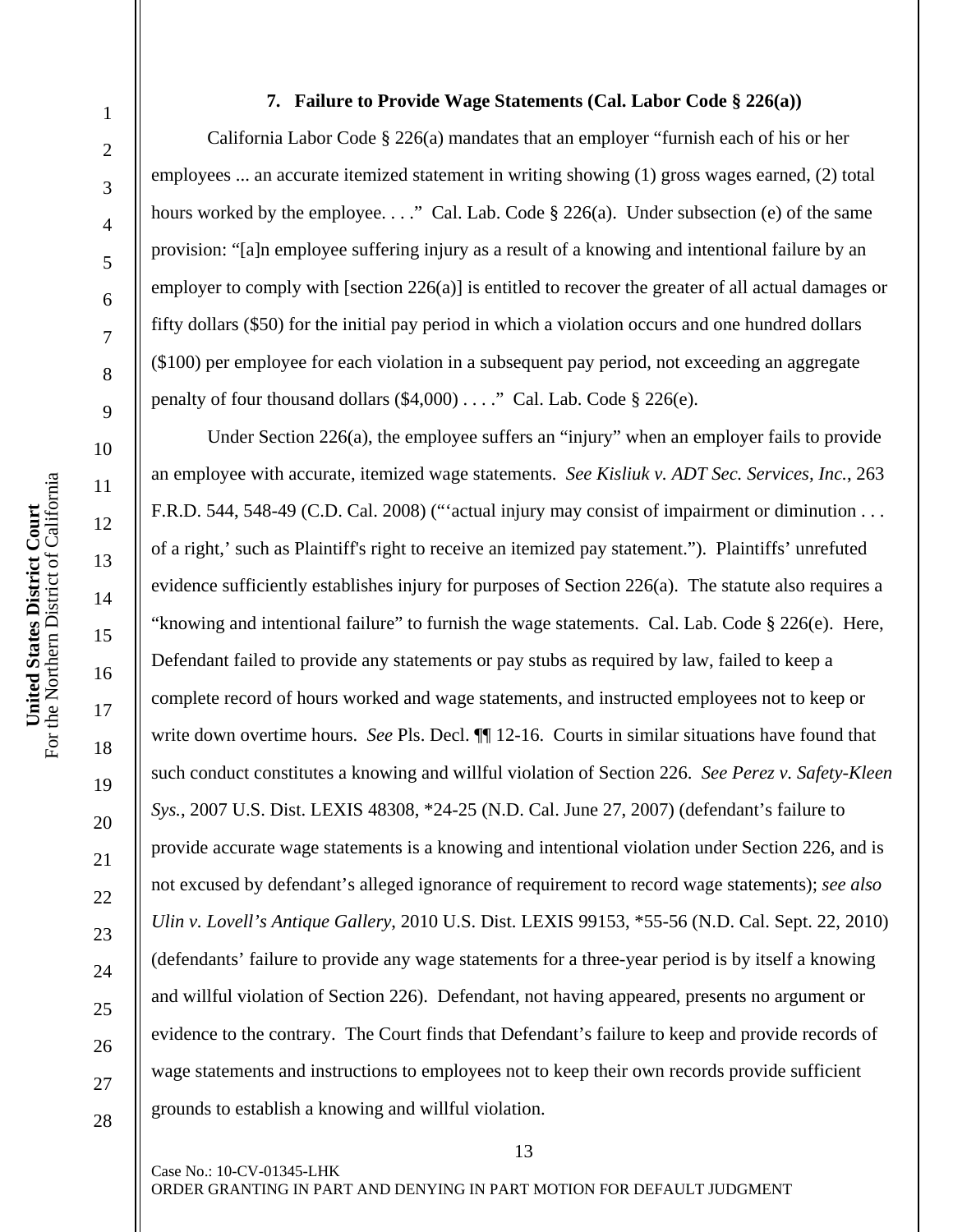### 7. Failure to Provide Wage Statements (Cal. Labor Code § 226(a))

California Labor Code § 226(a) mandates that an employer "furnish each of his or her employees ... an accurate itemized statement in writing showing (1) gross wages earned, (2) total hours worked by the employee. . . ." Cal. Lab. Code § 226(a). Under subsection (e) of the same provision: "[a]n employee suffering injury as a result of a knowing and intentional failure by an employer to comply with [section 226(a)] is entitled to recover the greater of all actual damages or fifty dollars ($50) for the initial pay period in which a violation occurs and one hundred dollars ($100) per employee for each violation in a subsequent pay period, not exceeding an aggregate penalty of four thousand dollars ($4,000) . . . ." Cal. Lab. Code § 226(e).

Under Section 226(a), the employee suffers an "injury" when an employer fails to provide an employee with accurate, itemized wage statements. *See Kisliuk v. ADT Sec. Services, Inc.*, 263 F.R.D. 544, 548-49 (C.D. Cal. 2008) ("'actual injury may consist of impairment or diminution . . . of a right,' such as Plaintiff's right to receive an itemized pay statement."). Plaintiffs' unrefuted evidence sufficiently establishes injury for purposes of Section 226(a). The statute also requires a "knowing and intentional failure" to furnish the wage statements. Cal. Lab. Code § 226(e). Here, Defendant failed to provide any statements or pay stubs as required by law, failed to keep a complete record of hours worked and wage statements, and instructed employees not to keep or write down overtime hours. *See* Pls. Decl. ¶¶ 12-16. Courts in similar situations have found that such conduct constitutes a knowing and willful violation of Section 226. *See Perez v. Safety-Kleen Sys.*, 2007 U.S. Dist. LEXIS 48308, *24-25 (N.D. Cal. June 27, 2007) (defendant's failure to provide accurate wage statements is a knowing and intentional violation under Section 226, and is not excused by defendant's alleged ignorance of requirement to record wage statements); *see also Ulin v. Lovell's Antique Gallery*, 2010 U.S. Dist. LEXIS 99153, *55-56 (N.D. Cal. Sept. 22, 2010) (defendants' failure to provide any wage statements for a three-year period is by itself a knowing and willful violation of Section 226). Defendant, not having appeared, presents no argument or evidence to the contrary. The Court finds that Defendant's failure to keep and provide records of wage statements and instructions to employees not to keep their own records provide sufficient grounds to establish a knowing and willful violation.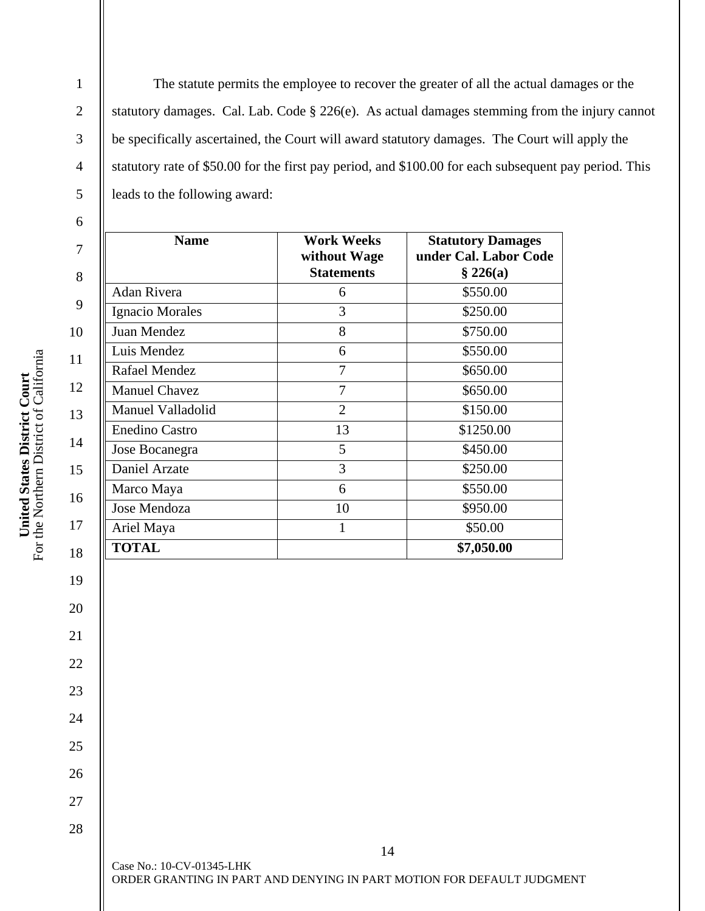The statute permits the employee to recover the greater of all the actual damages or the statutory damages. Cal. Lab. Code § 226(e). As actual damages stemming from the injury cannot be specifically ascertained, the Court will award statutory damages. The Court will apply the statutory rate of $50.00 for the first pay period, and $100.00 for each subsequent pay period. This leads to the following award:

| Name | Work Weeks without Wage Statements | Statutory Damages under Cal. Labor Code § 226(a) |
|---|---|---|
| Adan Rivera | 6 | $550.00 |
| Ignacio Morales | 3 | $250.00 |
| Juan Mendez | 8 | $750.00 |
| Luis Mendez | 6 | $550.00 |
| Rafael Mendez | 7 | $650.00 |
| Manuel Chavez | 7 | $650.00 |
| Manuel Valladolid | 2 | $150.00 |
| Enedino Castro | 13 | $1250.00 |
| Jose Bocanegra | 5 | $450.00 |
| Daniel Arzate | 3 | $250.00 |
| Marco Maya | 6 | $550.00 |
| Jose Mendoza | 10 | $950.00 |
| Ariel Maya | 1 | $50.00 |
| **TOTAL** | | **$7,050.00** |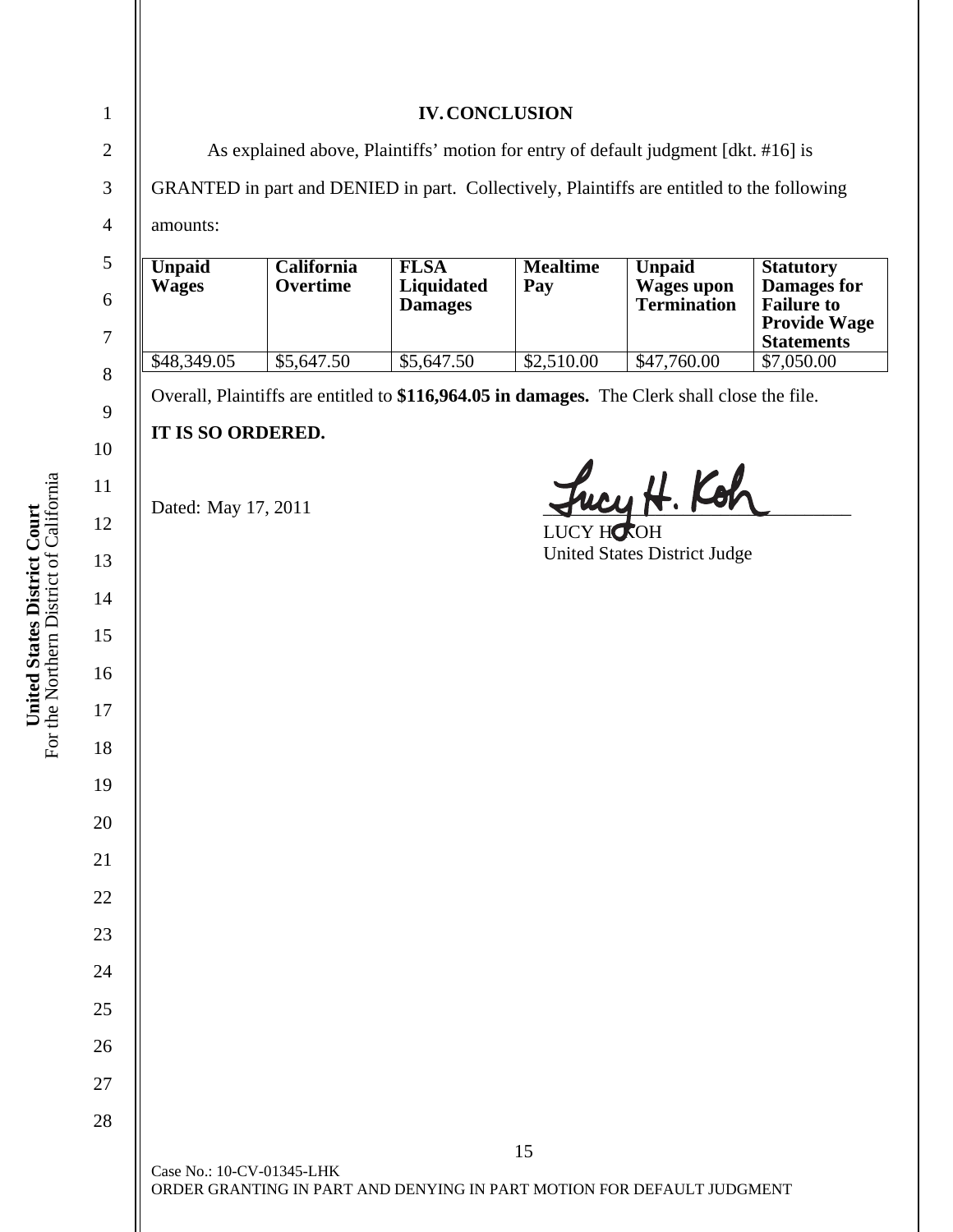## IV. CONCLUSION

As explained above, Plaintiffs' motion for entry of default judgment [dkt. #16] is GRANTED in part and DENIED in part. Collectively, Plaintiffs are entitled to the following amounts:

| Unpaid Wages | California Overtime | FLSA Liquidated Damages | Mealtime Pay | Unpaid Wages upon Termination | Statutory Damages for Failure to Provide Wage Statements |
|---|---|---|---|---|---|
| $48,349.05 | $5,647.50 | $5,647.50 | $2,510.00 | $47,760.00 | $7,050.00 |

Overall, Plaintiffs are entitled to **$116,964.05 in damages.** The Clerk shall close the file.

**IT IS SO ORDERED.**

Dated: May 17, 2011

LUCY H. KOH
United States District Judge